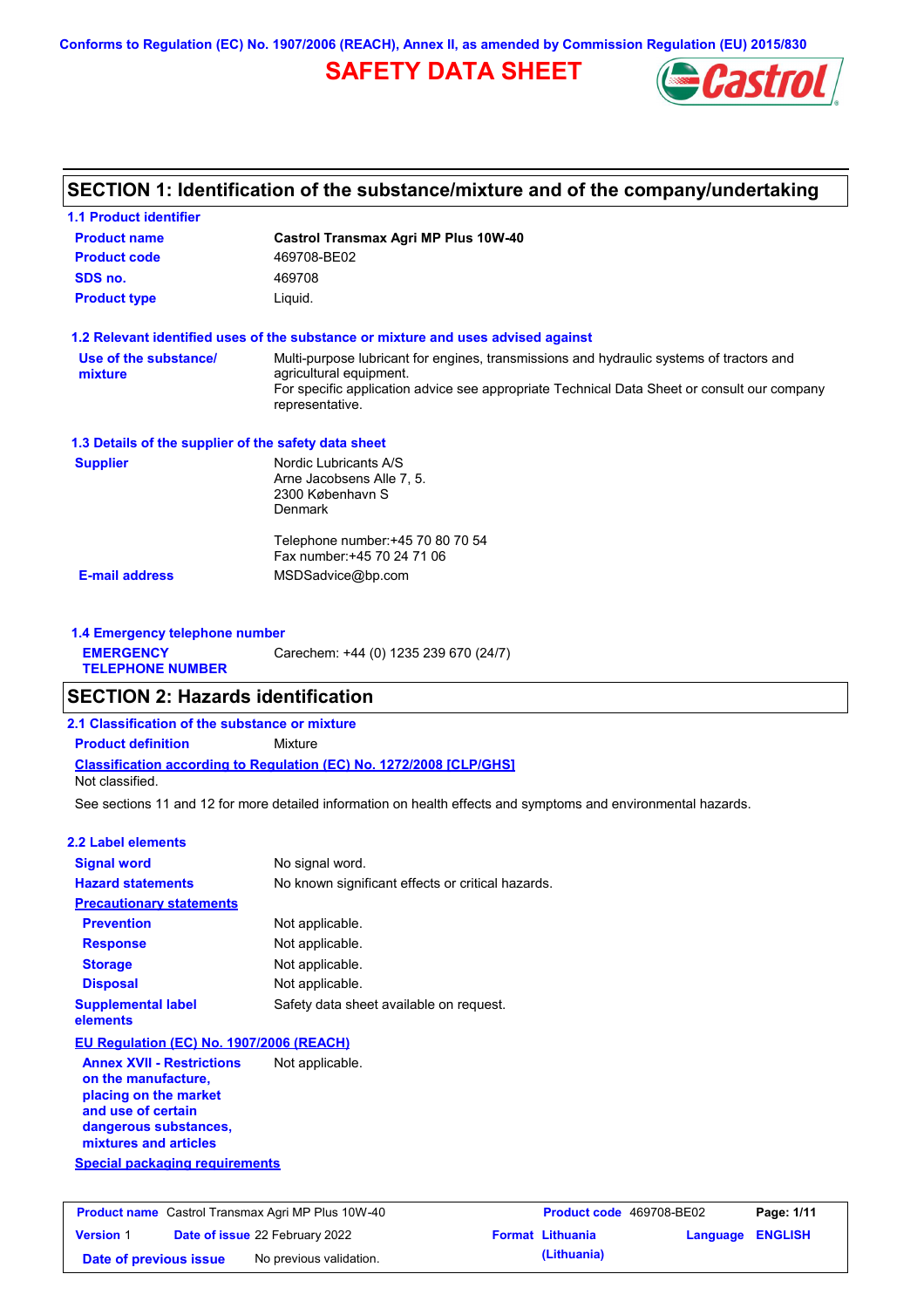Conforms to Regulation (EC) No. 1907/2006 (REACH), Annex II, as amended by Commission Regulation (EU) 2015/830

# SAFETY DATA SHEET

## SECTION 1: Identification of the substance/mixture and of the company/undertaking

### 1.1 Product identifier

| | |
|---|---|
| **Product name** | **Castrol Transmax Agri MP Plus 10W-40** |
| **Product code** | 469708-BE02 |
| **SDS no.** | 469708 |
| **Product type** | Liquid. |

### 1.2 Relevant identified uses of the substance or mixture and uses advised against

**Use of the substance/ mixture**

Multi-purpose lubricant for engines, transmissions and hydraulic systems of tractors and agricultural equipment.

For specific application advice see appropriate Technical Data Sheet or consult our company representative.

### 1.3 Details of the supplier of the safety data sheet

**Supplier**

Nordic Lubricants A/S
Arne Jacobsens Alle 7, 5.
2300 København S
Denmark

Telephone number:+45 70 80 70 54
Fax number:+45 70 24 71 06

**E-mail address** MSDSadvice@bp.com

### 1.4 Emergency telephone number

**EMERGENCY TELEPHONE NUMBER** Carechem: +44 (0) 1235 239 670 (24/7)

## SECTION 2: Hazards identification

### 2.1 Classification of the substance or mixture

**Product definition** Mixture

**Classification according to Regulation (EC) No. 1272/2008 [CLP/GHS]**

Not classified.

See sections 11 and 12 for more detailed information on health effects and symptoms and environmental hazards.

### 2.2 Label elements

| | |
|---|---|
| **Signal word** | No signal word. |
| **Hazard statements** | No known significant effects or critical hazards. |

**Precautionary statements**

| | |
|---|---|
| **Prevention** | Not applicable. |
| **Response** | Not applicable. |
| **Storage** | Not applicable. |
| **Disposal** | Not applicable. |
| **Supplemental label elements** | Safety data sheet available on request. |

**EU Regulation (EC) No. 1907/2006 (REACH)**

**Annex XVII - Restrictions on the manufacture, placing on the market and use of certain dangerous substances, mixtures and articles** Not applicable.

**Special packaging requirements**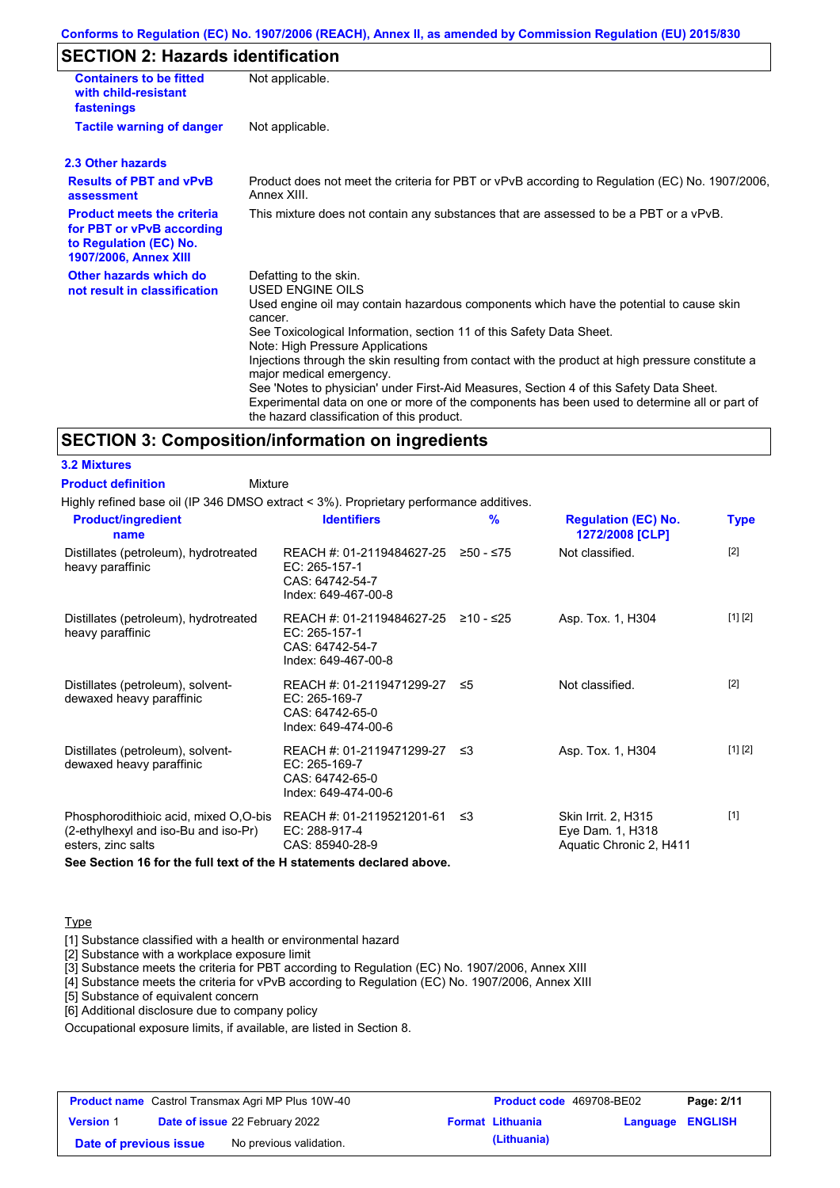## SECTION 2: Hazards identification

| | |
|---|---|
| **Containers to be fitted with child-resistant fastenings** | Not applicable. |
| **Tactile warning of danger** | Not applicable. |

### 2.3 Other hazards

| | |
|---|---|
| **Results of PBT and vPvB assessment** | Product does not meet the criteria for PBT or vPvB according to Regulation (EC) No. 1907/2006, Annex XIII. |
| **Product meets the criteria for PBT or vPvB according to Regulation (EC) No. 1907/2006, Annex XIII** | This mixture does not contain any substances that are assessed to be a PBT or a vPvB. |
| **Other hazards which do not result in classification** | Defatting to the skin.<br>USED ENGINE OILS<br>Used engine oil may contain hazardous components which have the potential to cause skin cancer.<br>See Toxicological Information, section 11 of this Safety Data Sheet.<br>Note: High Pressure Applications<br>Injections through the skin resulting from contact with the product at high pressure constitute a major medical emergency.<br>See 'Notes to physician' under First-Aid Measures, Section 4 of this Safety Data Sheet.<br>Experimental data on one or more of the components has been used to determine all or part of the hazard classification of this product. |

## SECTION 3: Composition/information on ingredients

### 3.2 Mixtures

**Product definition** Mixture

Highly refined base oil (IP 346 DMSO extract < 3%). Proprietary performance additives.

| Product/ingredient name | Identifiers | % | Regulation (EC) No. 1272/2008 [CLP] | Type |
|---|---|---|---|---|
| Distillates (petroleum), hydrotreated heavy paraffinic | REACH #: 01-2119484627-25<br>EC: 265-157-1<br>CAS: 64742-54-7<br>Index: 649-467-00-8 | ≥50 - ≤75 | Not classified. | [2] |
| Distillates (petroleum), hydrotreated heavy paraffinic | REACH #: 01-2119484627-25<br>EC: 265-157-1<br>CAS: 64742-54-7<br>Index: 649-467-00-8 | ≥10 - ≤25 | Asp. Tox. 1, H304 | [1] [2] |
| Distillates (petroleum), solvent-dewaxed heavy paraffinic | REACH #: 01-2119471299-27<br>EC: 265-169-7<br>CAS: 64742-65-0<br>Index: 649-474-00-6 | ≤5 | Not classified. | [2] |
| Distillates (petroleum), solvent-dewaxed heavy paraffinic | REACH #: 01-2119471299-27<br>EC: 265-169-7<br>CAS: 64742-65-0<br>Index: 649-474-00-6 | ≤3 | Asp. Tox. 1, H304 | [1] [2] |
| Phosphorodithioic acid, mixed O,O-bis (2-ethylhexyl and iso-Bu and iso-Pr) esters, zinc salts | REACH #: 01-2119521201-61<br>EC: 288-917-4<br>CAS: 85940-28-9 | ≤3 | Skin Irrit. 2, H315<br>Eye Dam. 1, H318<br>Aquatic Chronic 2, H411 | [1] |

**See Section 16 for the full text of the H statements declared above.**

Type

[1] Substance classified with a health or environmental hazard
[2] Substance with a workplace exposure limit
[3] Substance meets the criteria for PBT according to Regulation (EC) No. 1907/2006, Annex XIII
[4] Substance meets the criteria for vPvB according to Regulation (EC) No. 1907/2006, Annex XIII
[5] Substance of equivalent concern
[6] Additional disclosure due to company policy

Occupational exposure limits, if available, are listed in Section 8.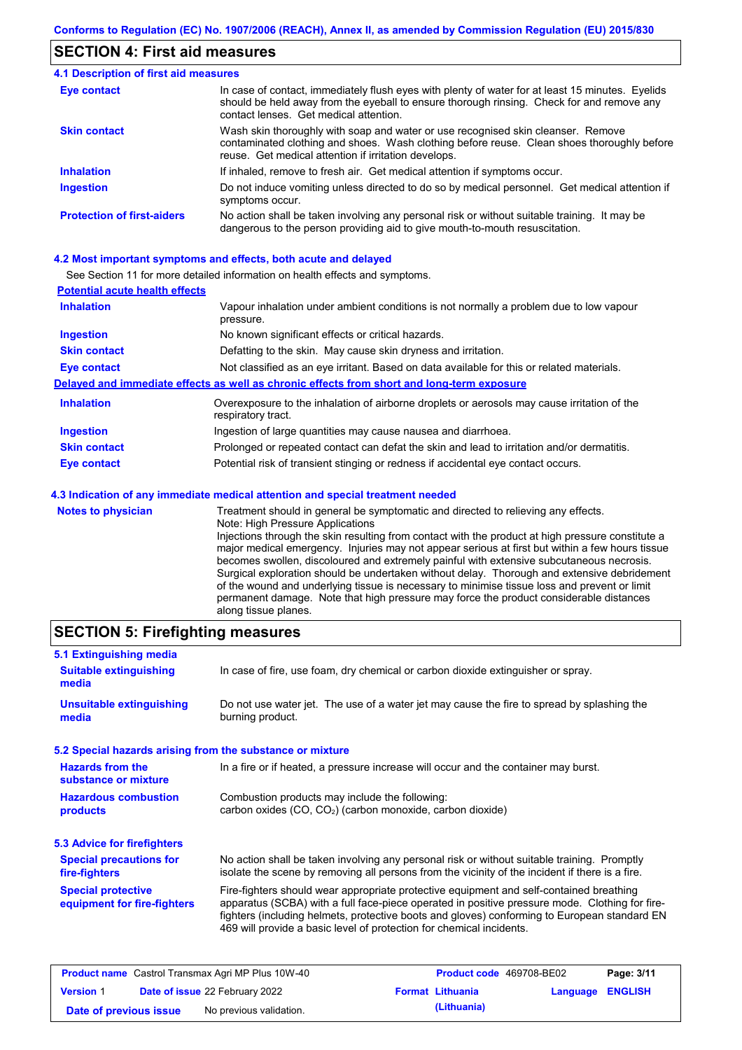## SECTION 4: First aid measures

### 4.1 Description of first aid measures

| | |
|---|---|
| **Eye contact** | In case of contact, immediately flush eyes with plenty of water for at least 15 minutes. Eyelids should be held away from the eyeball to ensure thorough rinsing. Check for and remove any contact lenses. Get medical attention. |
| **Skin contact** | Wash skin thoroughly with soap and water or use recognised skin cleanser. Remove contaminated clothing and shoes. Wash clothing before reuse. Clean shoes thoroughly before reuse. Get medical attention if irritation develops. |
| **Inhalation** | If inhaled, remove to fresh air. Get medical attention if symptoms occur. |
| **Ingestion** | Do not induce vomiting unless directed to do so by medical personnel. Get medical attention if symptoms occur. |
| **Protection of first-aiders** | No action shall be taken involving any personal risk or without suitable training. It may be dangerous to the person providing aid to give mouth-to-mouth resuscitation. |

### 4.2 Most important symptoms and effects, both acute and delayed

See Section 11 for more detailed information on health effects and symptoms.

**Potential acute health effects**

| | |
|---|---|
| **Inhalation** | Vapour inhalation under ambient conditions is not normally a problem due to low vapour pressure. |
| **Ingestion** | No known significant effects or critical hazards. |
| **Skin contact** | Defatting to the skin. May cause skin dryness and irritation. |
| **Eye contact** | Not classified as an eye irritant. Based on data available for this or related materials. |

**Delayed and immediate effects as well as chronic effects from short and long-term exposure**

| | |
|---|---|
| **Inhalation** | Overexposure to the inhalation of airborne droplets or aerosols may cause irritation of the respiratory tract. |
| **Ingestion** | Ingestion of large quantities may cause nausea and diarrhoea. |
| **Skin contact** | Prolonged or repeated contact can defat the skin and lead to irritation and/or dermatitis. |
| **Eye contact** | Potential risk of transient stinging or redness if accidental eye contact occurs. |

### 4.3 Indication of any immediate medical attention and special treatment needed

| | |
|---|---|
| **Notes to physician** | Treatment should in general be symptomatic and directed to relieving any effects. Note: High Pressure Applications Injections through the skin resulting from contact with the product at high pressure constitute a major medical emergency. Injuries may not appear serious at first but within a few hours tissue becomes swollen, discoloured and extremely painful with extensive subcutaneous necrosis. Surgical exploration should be undertaken without delay. Thorough and extensive debridement of the wound and underlying tissue is necessary to minimise tissue loss and prevent or limit permanent damage. Note that high pressure may force the product considerable distances along tissue planes. |

## SECTION 5: Firefighting measures

### 5.1 Extinguishing media

| | |
|---|---|
| **Suitable extinguishing media** | In case of fire, use foam, dry chemical or carbon dioxide extinguisher or spray. |
| **Unsuitable extinguishing media** | Do not use water jet. The use of a water jet may cause the fire to spread by splashing the burning product. |

### 5.2 Special hazards arising from the substance or mixture

| | |
|---|---|
| **Hazards from the substance or mixture** | In a fire or if heated, a pressure increase will occur and the container may burst. |
| **Hazardous combustion products** | Combustion products may include the following: carbon oxides (CO, $CO_2$) (carbon monoxide, carbon dioxide) |

### 5.3 Advice for firefighters

| | |
|---|---|
| **Special precautions for fire-fighters** | No action shall be taken involving any personal risk or without suitable training. Promptly isolate the scene by removing all persons from the vicinity of the incident if there is a fire. |
| **Special protective equipment for fire-fighters** | Fire-fighters should wear appropriate protective equipment and self-contained breathing apparatus (SCBA) with a full face-piece operated in positive pressure mode. Clothing for fire-fighters (including helmets, protective boots and gloves) conforming to European standard EN 469 will provide a basic level of protection for chemical incidents. |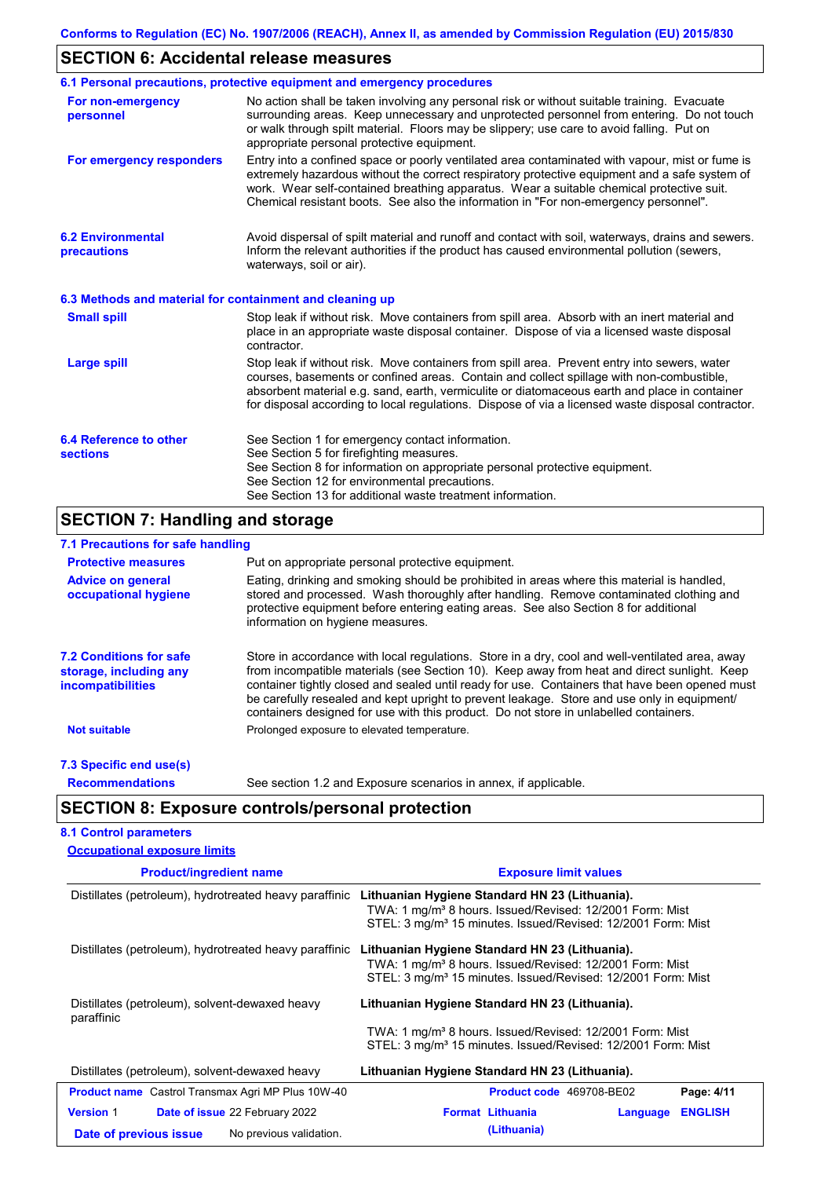## SECTION 6: Accidental release measures

### 6.1 Personal precautions, protective equipment and emergency procedures

**For non-emergency personnel**

No action shall be taken involving any personal risk or without suitable training. Evacuate surrounding areas. Keep unnecessary and unprotected personnel from entering. Do not touch or walk through spilt material. Floors may be slippery; use care to avoid falling. Put on appropriate personal protective equipment.

**For emergency responders**

Entry into a confined space or poorly ventilated area contaminated with vapour, mist or fume is extremely hazardous without the correct respiratory protective equipment and a safe system of work. Wear self-contained breathing apparatus. Wear a suitable chemical protective suit. Chemical resistant boots. See also the information in "For non-emergency personnel".

### 6.2 Environmental precautions

Avoid dispersal of spilt material and runoff and contact with soil, waterways, drains and sewers. Inform the relevant authorities if the product has caused environmental pollution (sewers, waterways, soil or air).

### 6.3 Methods and material for containment and cleaning up

**Small spill**

Stop leak if without risk. Move containers from spill area. Absorb with an inert material and place in an appropriate waste disposal container. Dispose of via a licensed waste disposal contractor.

**Large spill**

Stop leak if without risk. Move containers from spill area. Prevent entry into sewers, water courses, basements or confined areas. Contain and collect spillage with non-combustible, absorbent material e.g. sand, earth, vermiculite or diatomaceous earth and place in container for disposal according to local regulations. Dispose of via a licensed waste disposal contractor.

### 6.4 Reference to other sections

See Section 1 for emergency contact information.
See Section 5 for firefighting measures.
See Section 8 for information on appropriate personal protective equipment.
See Section 12 for environmental precautions.
See Section 13 for additional waste treatment information.

## SECTION 7: Handling and storage

### 7.1 Precautions for safe handling

**Protective measures**

Put on appropriate personal protective equipment.

**Advice on general occupational hygiene**

Eating, drinking and smoking should be prohibited in areas where this material is handled, stored and processed. Wash thoroughly after handling. Remove contaminated clothing and protective equipment before entering eating areas. See also Section 8 for additional information on hygiene measures.

### 7.2 Conditions for safe storage, including any incompatibilities

Store in accordance with local regulations. Store in a dry, cool and well-ventilated area, away from incompatible materials (see Section 10). Keep away from heat and direct sunlight. Keep container tightly closed and sealed until ready for use. Containers that have been opened must be carefully resealed and kept upright to prevent leakage. Store and use only in equipment/ containers designed for use with this product. Do not store in unlabelled containers.

**Not suitable**

Prolonged exposure to elevated temperature.

### 7.3 Specific end use(s)

**Recommendations**

See section 1.2 and Exposure scenarios in annex, if applicable.

## SECTION 8: Exposure controls/personal protection

### 8.1 Control parameters

**Occupational exposure limits**

| Product/ingredient name | Exposure limit values |
|---|---|
| Distillates (petroleum), hydrotreated heavy paraffinic | **Lithuanian Hygiene Standard HN 23 (Lithuania).**<br>TWA: 1 mg/m³ 8 hours. Issued/Revised: 12/2001 Form: Mist<br>STEL: 3 mg/m³ 15 minutes. Issued/Revised: 12/2001 Form: Mist |
| Distillates (petroleum), hydrotreated heavy paraffinic | **Lithuanian Hygiene Standard HN 23 (Lithuania).**<br>TWA: 1 mg/m³ 8 hours. Issued/Revised: 12/2001 Form: Mist<br>STEL: 3 mg/m³ 15 minutes. Issued/Revised: 12/2001 Form: Mist |
| Distillates (petroleum), solvent-dewaxed heavy paraffinic | **Lithuanian Hygiene Standard HN 23 (Lithuania).**<br>TWA: 1 mg/m³ 8 hours. Issued/Revised: 12/2001 Form: Mist<br>STEL: 3 mg/m³ 15 minutes. Issued/Revised: 12/2001 Form: Mist |
| Distillates (petroleum), solvent-dewaxed heavy | **Lithuanian Hygiene Standard HN 23 (Lithuania).** |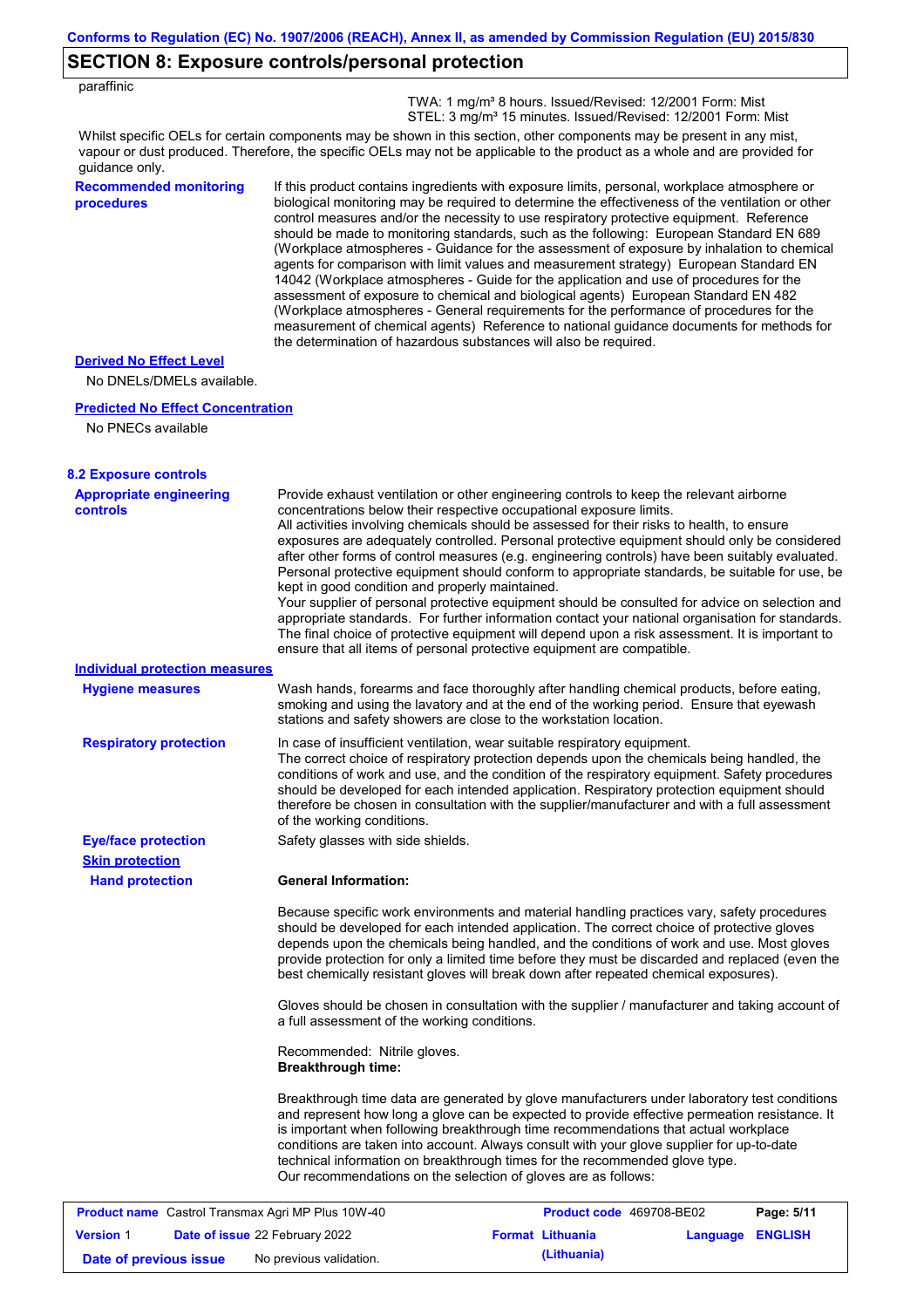## SECTION 8: Exposure controls/personal protection

paraffinic

TWA: 1 mg/m³ 8 hours. Issued/Revised: 12/2001 Form: Mist
STEL: 3 mg/m³ 15 minutes. Issued/Revised: 12/2001 Form: Mist

Whilst specific OELs for certain components may be shown in this section, other components may be present in any mist, vapour or dust produced. Therefore, the specific OELs may not be applicable to the product as a whole and are provided for guidance only.

**Recommended monitoring procedures**

If this product contains ingredients with exposure limits, personal, workplace atmosphere or biological monitoring may be required to determine the effectiveness of the ventilation or other control measures and/or the necessity to use respiratory protective equipment. Reference should be made to monitoring standards, such as the following: European Standard EN 689 (Workplace atmospheres - Guidance for the assessment of exposure by inhalation to chemical agents for comparison with limit values and measurement strategy) European Standard EN 14042 (Workplace atmospheres - Guide for the application and use of procedures for the assessment of exposure to chemical and biological agents) European Standard EN 482 (Workplace atmospheres - General requirements for the performance of procedures for the measurement of chemical agents) Reference to national guidance documents for methods for the determination of hazardous substances will also be required.

**Derived No Effect Level**

No DNELs/DMELs available.

**Predicted No Effect Concentration**

No PNECs available

### 8.2 Exposure controls

**Appropriate engineering controls**

Provide exhaust ventilation or other engineering controls to keep the relevant airborne concentrations below their respective occupational exposure limits.
All activities involving chemicals should be assessed for their risks to health, to ensure exposures are adequately controlled. Personal protective equipment should only be considered after other forms of control measures (e.g. engineering controls) have been suitably evaluated. Personal protective equipment should conform to appropriate standards, be suitable for use, be kept in good condition and properly maintained.
Your supplier of personal protective equipment should be consulted for advice on selection and appropriate standards. For further information contact your national organisation for standards. The final choice of protective equipment will depend upon a risk assessment. It is important to ensure that all items of personal protective equipment are compatible.

**Individual protection measures**

**Hygiene measures**

Wash hands, forearms and face thoroughly after handling chemical products, before eating, smoking and using the lavatory and at the end of the working period. Ensure that eyewash stations and safety showers are close to the workstation location.

**Respiratory protection**

In case of insufficient ventilation, wear suitable respiratory equipment.
The correct choice of respiratory protection depends upon the chemicals being handled, the conditions of work and use, and the condition of the respiratory equipment. Safety procedures should be developed for each intended application. Respiratory protection equipment should therefore be chosen in consultation with the supplier/manufacturer and with a full assessment of the working conditions.

**Eye/face protection**

Safety glasses with side shields.

**Skin protection**

**Hand protection**

**General Information:**

Because specific work environments and material handling practices vary, safety procedures should be developed for each intended application. The correct choice of protective gloves depends upon the chemicals being handled, and the conditions of work and use. Most gloves provide protection for only a limited time before they must be discarded and replaced (even the best chemically resistant gloves will break down after repeated chemical exposures).

Gloves should be chosen in consultation with the supplier / manufacturer and taking account of a full assessment of the working conditions.

Recommended: Nitrile gloves.
**Breakthrough time:**

Breakthrough time data are generated by glove manufacturers under laboratory test conditions and represent how long a glove can be expected to provide effective permeation resistance. It is important when following breakthrough time recommendations that actual workplace conditions are taken into account. Always consult with your glove supplier for up-to-date technical information on breakthrough times for the recommended glove type.
Our recommendations on the selection of gloves are as follows: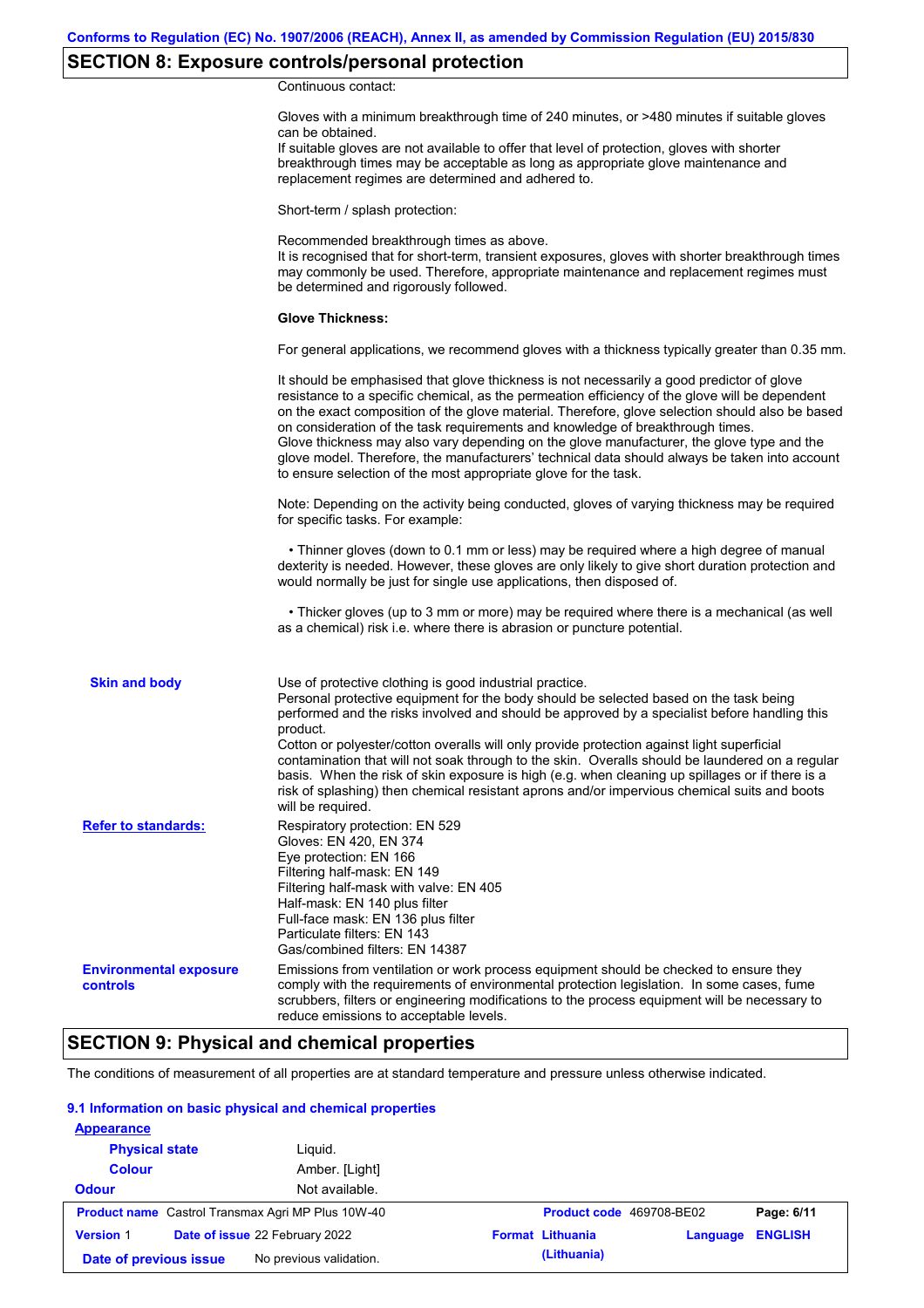## SECTION 8: Exposure controls/personal protection

Continuous contact:

Gloves with a minimum breakthrough time of 240 minutes, or >480 minutes if suitable gloves can be obtained.
If suitable gloves are not available to offer that level of protection, gloves with shorter breakthrough times may be acceptable as long as appropriate glove maintenance and replacement regimes are determined and adhered to.

Short-term / splash protection:

Recommended breakthrough times as above.
It is recognised that for short-term, transient exposures, gloves with shorter breakthrough times may commonly be used. Therefore, appropriate maintenance and replacement regimes must be determined and rigorously followed.

**Glove Thickness:**

For general applications, we recommend gloves with a thickness typically greater than 0.35 mm.

It should be emphasised that glove thickness is not necessarily a good predictor of glove resistance to a specific chemical, as the permeation efficiency of the glove will be dependent on the exact composition of the glove material. Therefore, glove selection should also be based on consideration of the task requirements and knowledge of breakthrough times.
Glove thickness may also vary depending on the glove manufacturer, the glove type and the glove model. Therefore, the manufacturers' technical data should always be taken into account to ensure selection of the most appropriate glove for the task.

Note: Depending on the activity being conducted, gloves of varying thickness may be required for specific tasks. For example:

- Thinner gloves (down to 0.1 mm or less) may be required where a high degree of manual dexterity is needed. However, these gloves are only likely to give short duration protection and would normally be just for single use applications, then disposed of.
- Thicker gloves (up to 3 mm or more) may be required where there is a mechanical (as well as a chemical) risk i.e. where there is abrasion or puncture potential.

**Skin and body**

Use of protective clothing is good industrial practice.
Personal protective equipment for the body should be selected based on the task being performed and the risks involved and should be approved by a specialist before handling this product.
Cotton or polyester/cotton overalls will only provide protection against light superficial contamination that will not soak through to the skin. Overalls should be laundered on a regular basis. When the risk of skin exposure is high (e.g. when cleaning up spillages or if there is a risk of splashing) then chemical resistant aprons and/or impervious chemical suits and boots will be required.

**Refer to standards:**

Respiratory protection: EN 529
Gloves: EN 420, EN 374
Eye protection: EN 166
Filtering half-mask: EN 149
Filtering half-mask with valve: EN 405
Half-mask: EN 140 plus filter
Full-face mask: EN 136 plus filter
Particulate filters: EN 143
Gas/combined filters: EN 14387

**Environmental exposure controls**

Emissions from ventilation or work process equipment should be checked to ensure they comply with the requirements of environmental protection legislation. In some cases, fume scrubbers, filters or engineering modifications to the process equipment will be necessary to reduce emissions to acceptable levels.

## SECTION 9: Physical and chemical properties

The conditions of measurement of all properties are at standard temperature and pressure unless otherwise indicated.

### 9.1 Information on basic physical and chemical properties

**Appearance**

| | |
|---|---|
| **Physical state** | Liquid. |
| **Colour** | Amber. [Light] |
| **Odour** | Not available. |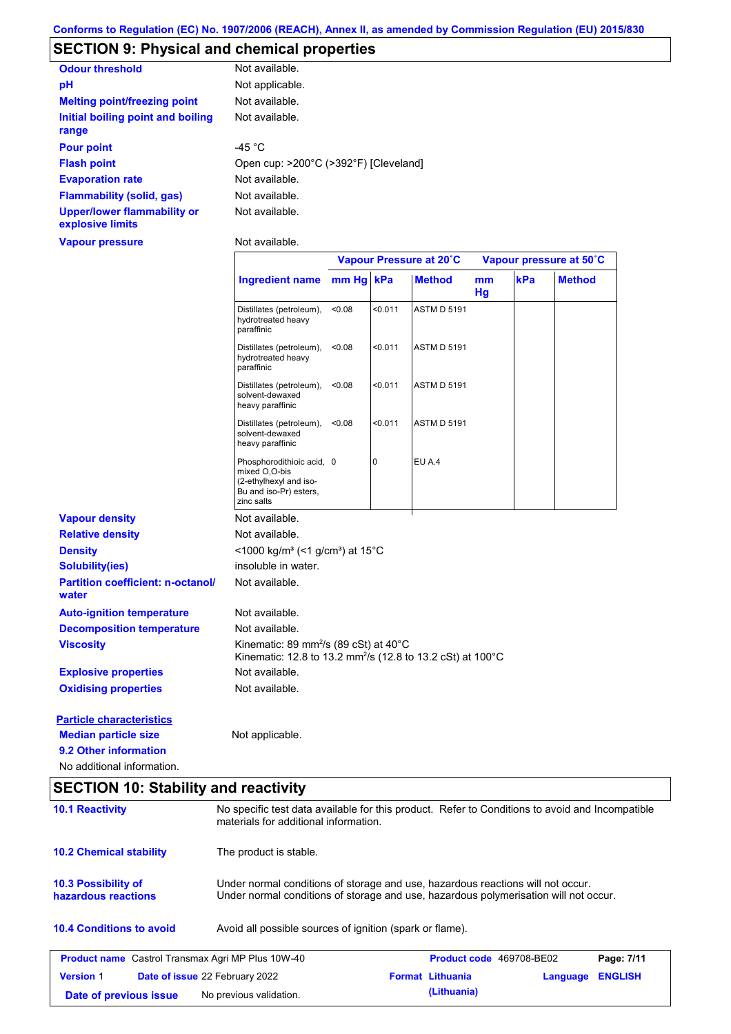Conforms to Regulation (EC) No. 1907/2006 (REACH), Annex II, as amended by Commission Regulation (EU) 2015/830

## SECTION 9: Physical and chemical properties

| | |
|---|---|
| **Odour threshold** | Not available. |
| **pH** | Not applicable. |
| **Melting point/freezing point** | Not available. |
| **Initial boiling point and boiling range** | Not available. |
| **Pour point** | -45 °C |
| **Flash point** | Open cup: >200°C (>392°F) [Cleveland] |
| **Evaporation rate** | Not available. |
| **Flammability (solid, gas)** | Not available. |
| **Upper/lower flammability or explosive limits** | Not available. |
| **Vapour pressure** | Not available. |

| | Vapour Pressure at 20˚C | | | Vapour pressure at 50˚C | | |
|---|---|---|---|---|---|---|
| **Ingredient name** | **mm Hg** | **kPa** | **Method** | **mm Hg** | **kPa** | **Method** |
| Distillates (petroleum), hydrotreated heavy paraffinic | <0.08 | <0.011 | ASTM D 5191 | | | |
| Distillates (petroleum), hydrotreated heavy paraffinic | <0.08 | <0.011 | ASTM D 5191 | | | |
| Distillates (petroleum), solvent-dewaxed heavy paraffinic | <0.08 | <0.011 | ASTM D 5191 | | | |
| Distillates (petroleum), solvent-dewaxed heavy paraffinic | <0.08 | <0.011 | ASTM D 5191 | | | |
| Phosphorodithioic acid, mixed O,O-bis (2-ethylhexyl and iso-Bu and iso-Pr) esters, zinc salts | 0 | 0 | EU A.4 | | | |

| | |
|---|---|
| **Vapour density** | Not available. |
| **Relative density** | Not available. |
| **Density** | <1000 kg/m³ (<1 g/cm³) at 15°C |
| **Solubility(ies)** | insoluble in water. |
| **Partition coefficient: n-octanol/water** | Not available. |
| **Auto-ignition temperature** | Not available. |
| **Decomposition temperature** | Not available. |
| **Viscosity** | Kinematic: 89 mm²/s (89 cSt) at 40°C<br>Kinematic: 12.8 to 13.2 mm²/s (12.8 to 13.2 cSt) at 100°C |
| **Explosive properties** | Not available. |
| **Oxidising properties** | Not available. |

**Particle characteristics**

**Median particle size** Not applicable.

**9.2 Other information**

No additional information.

## SECTION 10: Stability and reactivity

| | |
|---|---|
| **10.1 Reactivity** | No specific test data available for this product. Refer to Conditions to avoid and Incompatible materials for additional information. |
| **10.2 Chemical stability** | The product is stable. |
| **10.3 Possibility of hazardous reactions** | Under normal conditions of storage and use, hazardous reactions will not occur.<br>Under normal conditions of storage and use, hazardous polymerisation will not occur. |
| **10.4 Conditions to avoid** | Avoid all possible sources of ignition (spark or flame). |

| | | | |
|---|---|---|---|
| **Product name** Castrol Transmax Agri MP Plus 10W-40 | | **Product code** 469708-BE02 | |
| **Version** 1 | **Date of issue** 22 February 2022 | **Format** Lithuania (Lithuania) | **Language** ENGLISH |
| **Date of previous issue** | No previous validation. | | |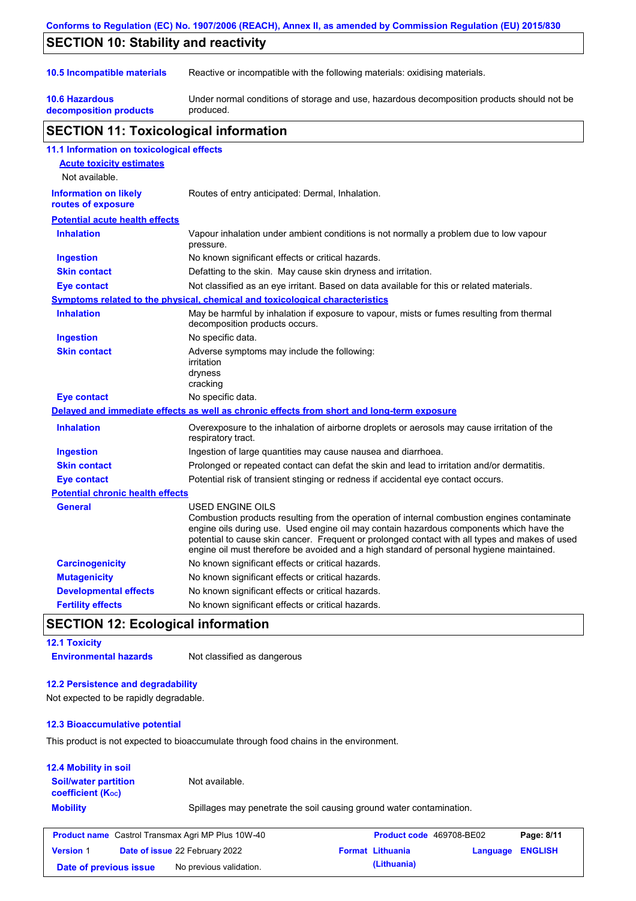## SECTION 10: Stability and reactivity

**10.5 Incompatible materials**: Reactive or incompatible with the following materials: oxidising materials.

**10.6 Hazardous decomposition products**: Under normal conditions of storage and use, hazardous decomposition products should not be produced.

## SECTION 11: Toxicological information

### 11.1 Information on toxicological effects

**Acute toxicity estimates**

Not available.

**Information on likely routes of exposure**: Routes of entry anticipated: Dermal, Inhalation.

**Potential acute health effects**

| | |
|---|---|
| **Inhalation** | Vapour inhalation under ambient conditions is not normally a problem due to low vapour pressure. |
| **Ingestion** | No known significant effects or critical hazards. |
| **Skin contact** | Defatting to the skin. May cause skin dryness and irritation. |
| **Eye contact** | Not classified as an eye irritant. Based on data available for this or related materials. |

**Symptoms related to the physical, chemical and toxicological characteristics**

| | |
|---|---|
| **Inhalation** | May be harmful by inhalation if exposure to vapour, mists or fumes resulting from thermal decomposition products occurs. |
| **Ingestion** | No specific data. |
| **Skin contact** | Adverse symptoms may include the following:<br>irritation<br>dryness<br>cracking |
| **Eye contact** | No specific data. |

**Delayed and immediate effects as well as chronic effects from short and long-term exposure**

| | |
|---|---|
| **Inhalation** | Overexposure to the inhalation of airborne droplets or aerosols may cause irritation of the respiratory tract. |
| **Ingestion** | Ingestion of large quantities may cause nausea and diarrhoea. |
| **Skin contact** | Prolonged or repeated contact can defat the skin and lead to irritation and/or dermatitis. |
| **Eye contact** | Potential risk of transient stinging or redness if accidental eye contact occurs. |

**Potential chronic health effects**

| | |
|---|---|
| **General** | USED ENGINE OILS<br>Combustion products resulting from the operation of internal combustion engines contaminate engine oils during use. Used engine oil may contain hazardous components which have the potential to cause skin cancer. Frequent or prolonged contact with all types and makes of used engine oil must therefore be avoided and a high standard of personal hygiene maintained. |
| **Carcinogenicity** | No known significant effects or critical hazards. |
| **Mutagenicity** | No known significant effects or critical hazards. |
| **Developmental effects** | No known significant effects or critical hazards. |
| **Fertility effects** | No known significant effects or critical hazards. |

## SECTION 12: Ecological information

### 12.1 Toxicity

**Environmental hazards**: Not classified as dangerous

### 12.2 Persistence and degradability

Not expected to be rapidly degradable.

### 12.3 Bioaccumulative potential

This product is not expected to bioaccumulate through food chains in the environment.

### 12.4 Mobility in soil

**Soil/water partition coefficient ($K_{OC}$)**: Not available.

**Mobility**: Spillages may penetrate the soil causing ground water contamination.

| | | | | | |
|---|---|---|---|---|---|
| **Product name** Castrol Transmax Agri MP Plus 10W-40 | | **Product code** 469708-BE02 | | **Page:** 8/11 | |
| **Version** 1 | **Date of issue** 22 February 2022 | **Format** Lithuania (Lithuania) | | **Language** ENGLISH | |
| **Date of previous issue** | No previous validation. | | | | |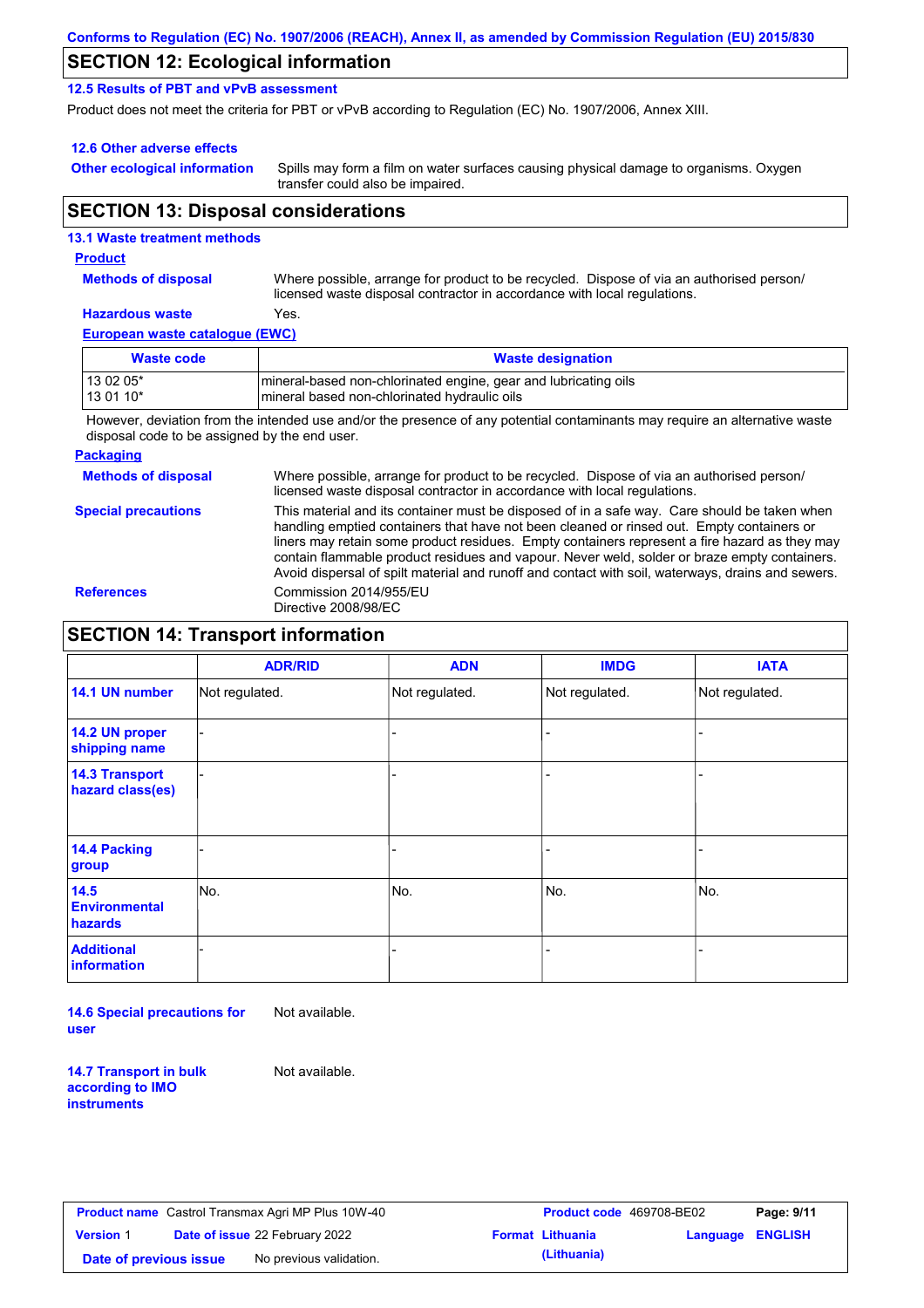## SECTION 12: Ecological information

### 12.5 Results of PBT and vPvB assessment

Product does not meet the criteria for PBT or vPvB according to Regulation (EC) No. 1907/2006, Annex XIII.

### 12.6 Other adverse effects

**Other ecological information** Spills may form a film on water surfaces causing physical damage to organisms. Oxygen transfer could also be impaired.

## SECTION 13: Disposal considerations

### 13.1 Waste treatment methods

**Product**

**Methods of disposal** Where possible, arrange for product to be recycled. Dispose of via an authorised person/ licensed waste disposal contractor in accordance with local regulations.

**Hazardous waste** Yes.

**European waste catalogue (EWC)**

| Waste code | Waste designation |
|---|---|
| 13 02 05*<br>13 01 10* | mineral-based non-chlorinated engine, gear and lubricating oils<br>mineral based non-chlorinated hydraulic oils |

However, deviation from the intended use and/or the presence of any potential contaminants may require an alternative waste disposal code to be assigned by the end user.

**Packaging**

**Methods of disposal** Where possible, arrange for product to be recycled. Dispose of via an authorised person/ licensed waste disposal contractor in accordance with local regulations.

**Special precautions** This material and its container must be disposed of in a safe way. Care should be taken when handling emptied containers that have not been cleaned or rinsed out. Empty containers or liners may retain some product residues. Empty containers represent a fire hazard as they may contain flammable product residues and vapour. Never weld, solder or braze empty containers. Avoid dispersal of spilt material and runoff and contact with soil, waterways, drains and sewers.

**References** Commission 2014/955/EU
Directive 2008/98/EC

## SECTION 14: Transport information

| | ADR/RID | ADN | IMDG | IATA |
|---|---|---|---|---|
| 14.1 UN number | Not regulated. | Not regulated. | Not regulated. | Not regulated. |
| 14.2 UN proper shipping name | - | - | - | - |
| 14.3 Transport hazard class(es) | - | - | - | - |
| 14.4 Packing group | - | - | - | - |
| 14.5 Environmental hazards | No. | No. | No. | No. |
| Additional information | - | - | - | - |

**14.6 Special precautions for user** Not available.

**14.7 Transport in bulk according to IMO instruments** Not available.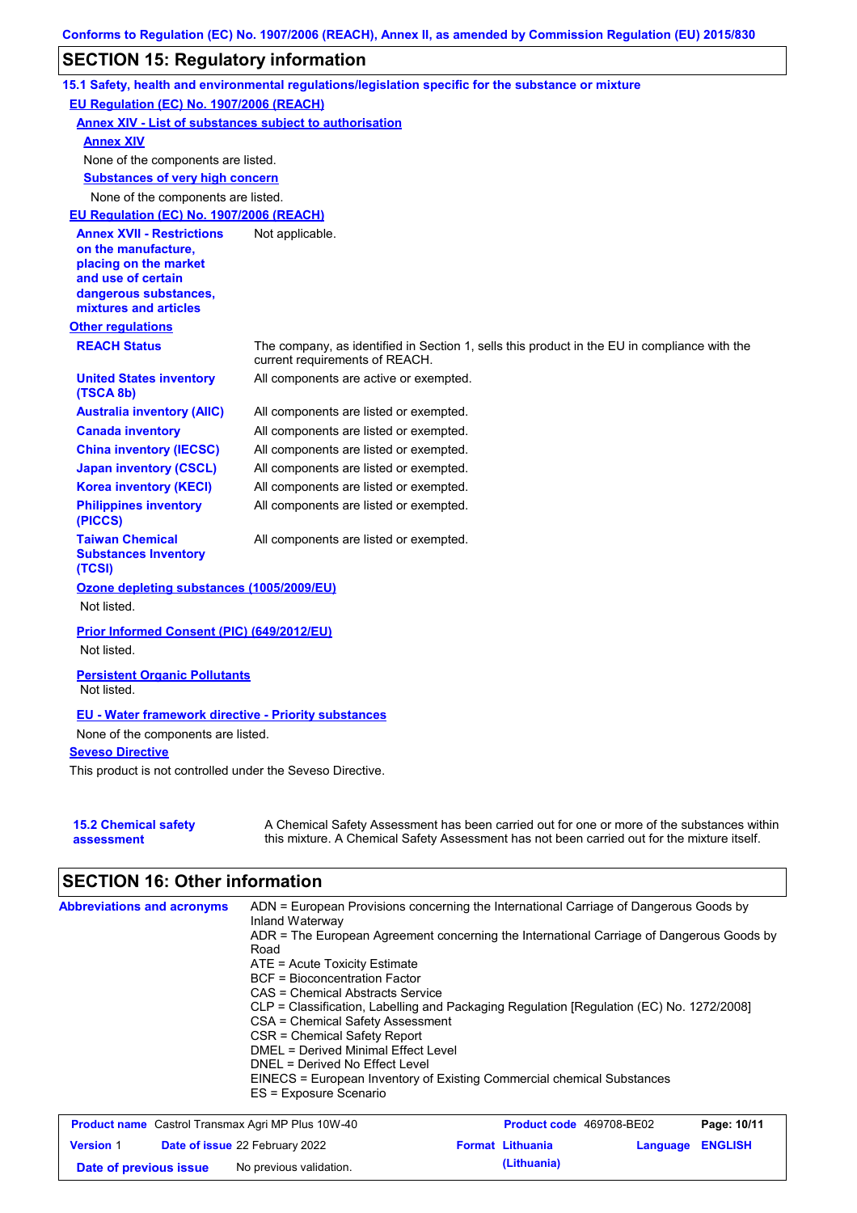## SECTION 15: Regulatory information

### 15.1 Safety, health and environmental regulations/legislation specific for the substance or mixture

**EU Regulation (EC) No. 1907/2006 (REACH)**

**Annex XIV - List of substances subject to authorisation**

**Annex XIV**

None of the components are listed.

**Substances of very high concern**

None of the components are listed.

**EU Regulation (EC) No. 1907/2006 (REACH)**

| | |
|---|---|
| **Annex XVII - Restrictions on the manufacture, placing on the market and use of certain dangerous substances, mixtures and articles** | Not applicable. |

**Other regulations**

| | |
|---|---|
| **REACH Status** | The company, as identified in Section 1, sells this product in the EU in compliance with the current requirements of REACH. |
| **United States inventory (TSCA 8b)** | All components are active or exempted. |
| **Australia inventory (AIIC)** | All components are listed or exempted. |
| **Canada inventory** | All components are listed or exempted. |
| **China inventory (IECSC)** | All components are listed or exempted. |
| **Japan inventory (CSCL)** | All components are listed or exempted. |
| **Korea inventory (KECI)** | All components are listed or exempted. |
| **Philippines inventory (PICCS)** | All components are listed or exempted. |
| **Taiwan Chemical Substances Inventory (TCSI)** | All components are listed or exempted. |

**Ozone depleting substances (1005/2009/EU)**

Not listed.

**Prior Informed Consent (PIC) (649/2012/EU)**

Not listed.

**Persistent Organic Pollutants**

Not listed.

**EU - Water framework directive - Priority substances**

None of the components are listed.

**Seveso Directive**

This product is not controlled under the Seveso Directive.

| | |
|---|---|
| **15.2 Chemical safety assessment** | A Chemical Safety Assessment has been carried out for one or more of the substances within this mixture. A Chemical Safety Assessment has not been carried out for the mixture itself. |

## SECTION 16: Other information

**Abbreviations and acronyms**

ADN = European Provisions concerning the International Carriage of Dangerous Goods by Inland Waterway
ADR = The European Agreement concerning the International Carriage of Dangerous Goods by Road
ATE = Acute Toxicity Estimate
BCF = Bioconcentration Factor
CAS = Chemical Abstracts Service
CLP = Classification, Labelling and Packaging Regulation [Regulation (EC) No. 1272/2008]
CSA = Chemical Safety Assessment
CSR = Chemical Safety Report
DMEL = Derived Minimal Effect Level
DNEL = Derived No Effect Level
EINECS = European Inventory of Existing Commercial chemical Substances
ES = Exposure Scenario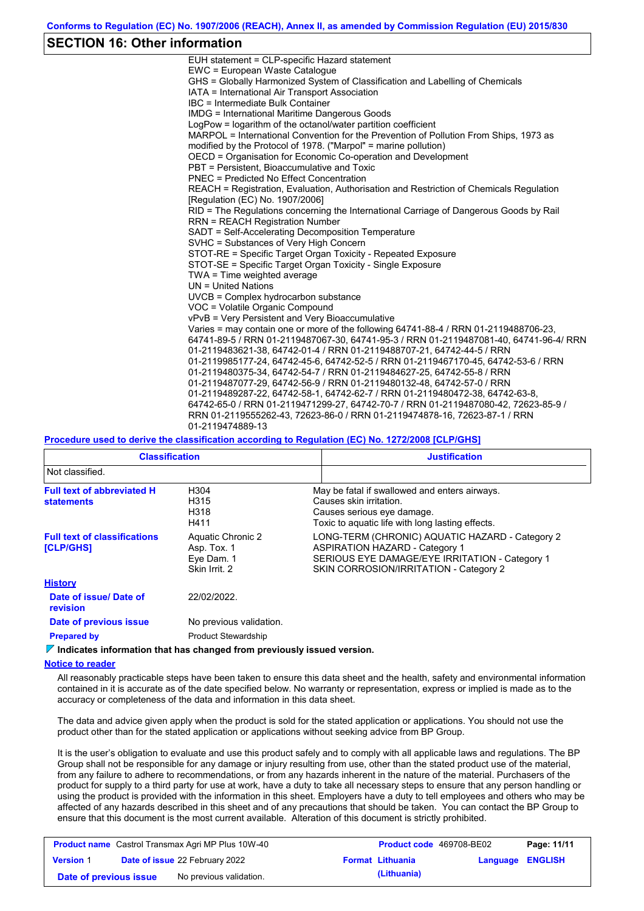## SECTION 16: Other information

EUH statement = CLP-specific Hazard statement
EWC = European Waste Catalogue
GHS = Globally Harmonized System of Classification and Labelling of Chemicals
IATA = International Air Transport Association
IBC = Intermediate Bulk Container
IMDG = International Maritime Dangerous Goods
LogPow = logarithm of the octanol/water partition coefficient
MARPOL = International Convention for the Prevention of Pollution From Ships, 1973 as modified by the Protocol of 1978. ("Marpol" = marine pollution)
OECD = Organisation for Economic Co-operation and Development
PBT = Persistent, Bioaccumulative and Toxic
PNEC = Predicted No Effect Concentration
REACH = Registration, Evaluation, Authorisation and Restriction of Chemicals Regulation [Regulation (EC) No. 1907/2006]
RID = The Regulations concerning the International Carriage of Dangerous Goods by Rail
RRN = REACH Registration Number
SADT = Self-Accelerating Decomposition Temperature
SVHC = Substances of Very High Concern
STOT-RE = Specific Target Organ Toxicity - Repeated Exposure
STOT-SE = Specific Target Organ Toxicity - Single Exposure
TWA = Time weighted average
UN = United Nations
UVCB = Complex hydrocarbon substance
VOC = Volatile Organic Compound
vPvB = Very Persistent and Very Bioaccumulative
Varies = may contain one or more of the following 64741-88-4 / RRN 01-2119488706-23, 64741-89-5 / RRN 01-2119487067-30, 64741-95-3 / RRN 01-2119487081-40, 64741-96-4/ RRN 01-2119483621-38, 64742-01-4 / RRN 01-2119488707-21, 64742-44-5 / RRN 01-2119985177-24, 64742-45-6, 64742-52-5 / RRN 01-2119467170-45, 64742-53-6 / RRN 01-2119480375-34, 64742-54-7 / RRN 01-2119484627-25, 64742-55-8 / RRN 01-2119487077-29, 64742-56-9 / RRN 01-2119480132-48, 64742-57-0 / RRN 01-2119489287-22, 64742-58-1, 64742-62-7 / RRN 01-2119480472-38, 64742-63-8, 64742-65-0 / RRN 01-2119471299-27, 64742-70-7 / RRN 01-2119487080-42, 72623-85-9 / RRN 01-2119555262-43, 72623-86-0 / RRN 01-2119474878-16, 72623-87-1 / RRN 01-2119474889-13

**Procedure used to derive the classification according to Regulation (EC) No. 1272/2008 [CLP/GHS]**

| Classification | Justification |
|---|---|
| Not classified. | |

**Full text of abbreviated H statements**

| | |
|---|---|
| H304 | May be fatal if swallowed and enters airways. |
| H315 | Causes skin irritation. |
| H318 | Causes serious eye damage. |
| H411 | Toxic to aquatic life with long lasting effects. |

**Full text of classifications [CLP/GHS]**

| | |
|---|---|
| Aquatic Chronic 2 | LONG-TERM (CHRONIC) AQUATIC HAZARD - Category 2 |
| Asp. Tox. 1 | ASPIRATION HAZARD - Category 1 |
| Eye Dam. 1 | SERIOUS EYE DAMAGE/EYE IRRITATION - Category 1 |
| Skin Irrit. 2 | SKIN CORROSION/IRRITATION - Category 2 |

**History**

| | |
|---|---|
| Date of issue/ Date of revision | 22/02/2022. |
| Date of previous issue | No previous validation. |
| Prepared by | Product Stewardship |

**Indicates information that has changed from previously issued version.**

**Notice to reader**

All reasonably practicable steps have been taken to ensure this data sheet and the health, safety and environmental information contained in it is accurate as of the date specified below. No warranty or representation, express or implied is made as to the accuracy or completeness of the data and information in this data sheet.

The data and advice given apply when the product is sold for the stated application or applications. You should not use the product other than for the stated application or applications without seeking advice from BP Group.

It is the user's obligation to evaluate and use this product safely and to comply with all applicable laws and regulations. The BP Group shall not be responsible for any damage or injury resulting from use, other than the stated product use of the material, from any failure to adhere to recommendations, or from any hazards inherent in the nature of the material. Purchasers of the product for supply to a third party for use at work, have a duty to take all necessary steps to ensure that any person handling or using the product is provided with the information in this sheet. Employers have a duty to tell employees and others who may be affected of any hazards described in this sheet and of any precautions that should be taken. You can contact the BP Group to ensure that this document is the most current available. Alteration of this document is strictly prohibited.